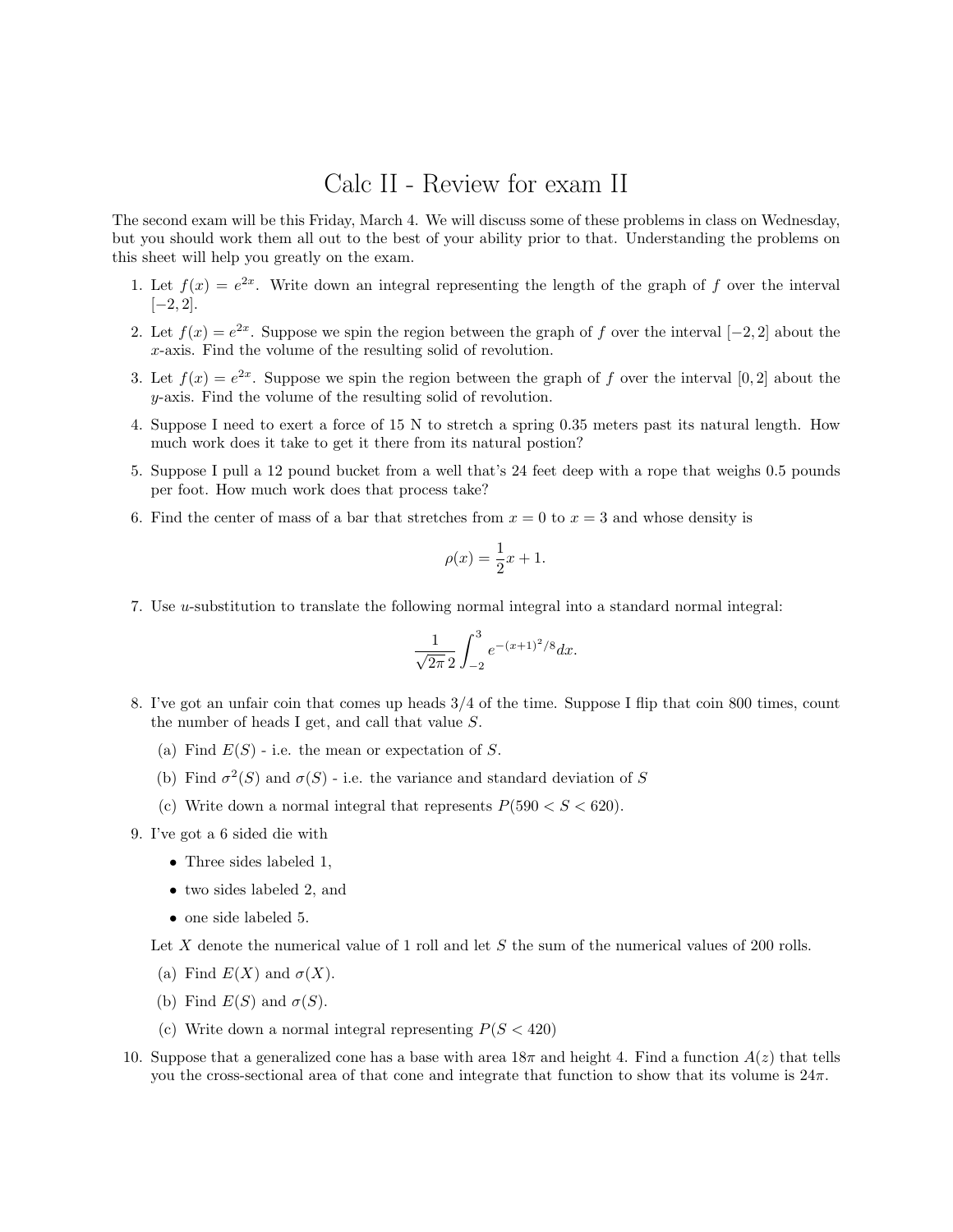# Calc II - Review for exam II

The second exam will be this Friday, March 4. We will discuss some of these problems in class on Wednesday, but you should work them all out to the best of your ability prior to that. Understanding the problems on this sheet will help you greatly on the exam.

1. Let $f(x) = e^{2x}$. Write down an integral representing the length of the graph of $f$ over the interval $[-2, 2]$.

2. Let $f(x) = e^{2x}$. Suppose we spin the region between the graph of $f$ over the interval $[-2, 2]$ about the $x$-axis. Find the volume of the resulting solid of revolution.

3. Let $f(x) = e^{2x}$. Suppose we spin the region between the graph of $f$ over the interval $[0, 2]$ about the $y$-axis. Find the volume of the resulting solid of revolution.

4. Suppose I need to exert a force of 15 N to stretch a spring 0.35 meters past its natural length. How much work does it take to get it there from its natural postion?

5. Suppose I pull a 12 pound bucket from a well that's 24 feet deep with a rope that weighs 0.5 pounds per foot. How much work does that process take?

6. Find the center of mass of a bar that stretches from $x = 0$ to $x = 3$ and whose density is
$$\rho(x) = \frac{1}{2}x + 1.$$

7. Use $u$-substitution to translate the following normal integral into a standard normal integral:
$$\frac{1}{\sqrt{2\pi}\,2} \int_{-2}^{3} e^{-(x+1)^2/8} dx.$$

8. I've got an unfair coin that comes up heads 3/4 of the time. Suppose I flip that coin 800 times, count the number of heads I get, and call that value $S$.
   (a) Find $E(S)$ - i.e. the mean or expectation of $S$.
   (b) Find $\sigma^2(S)$ and $\sigma(S)$ - i.e. the variance and standard deviation of $S$
   (c) Write down a normal integral that represents $P(590 < S < 620)$.

9. I've got a 6 sided die with
   - Three sides labeled 1,
   - two sides labeled 2, and
   - one side labeled 5.

   Let $X$ denote the numerical value of 1 roll and let $S$ the sum of the numerical values of 200 rolls.
   (a) Find $E(X)$ and $\sigma(X)$.
   (b) Find $E(S)$ and $\sigma(S)$.
   (c) Write down a normal integral representing $P(S < 420)$

10. Suppose that a generalized cone has a base with area $18\pi$ and height 4. Find a function $A(z)$ that tells you the cross-sectional area of that cone and integrate that function to show that its volume is $24\pi$.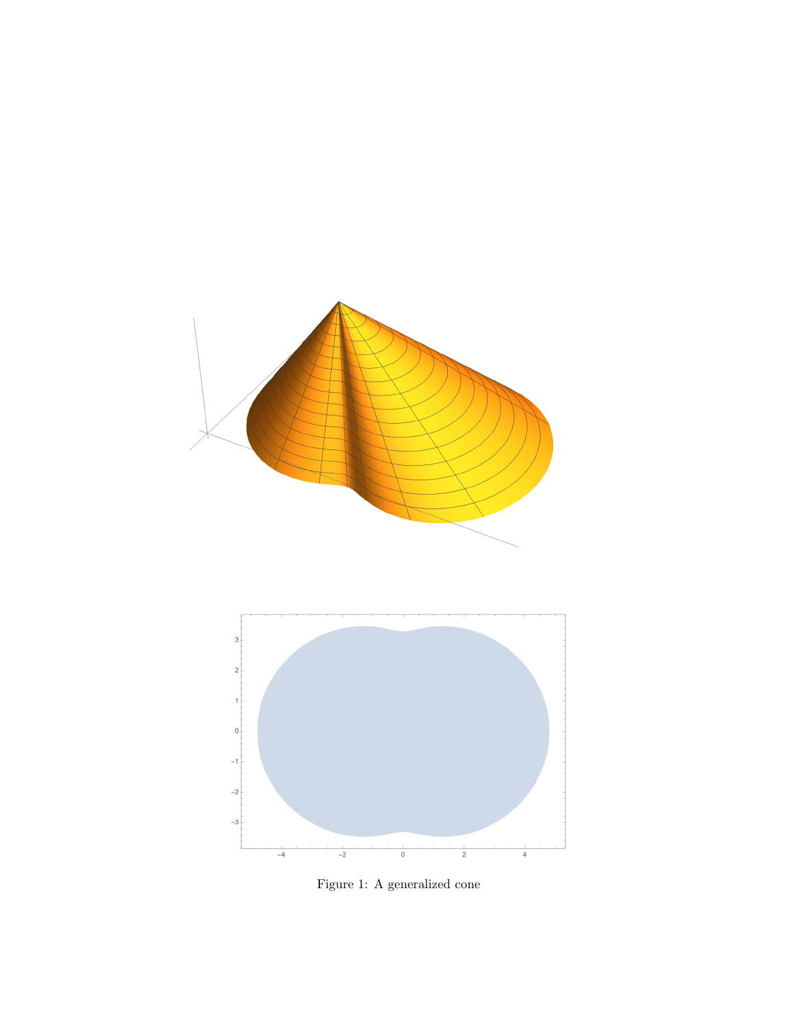−4
−2
0
2
4

3
2
1
0
−1
−2
−3

Figure 1: A generalized cone